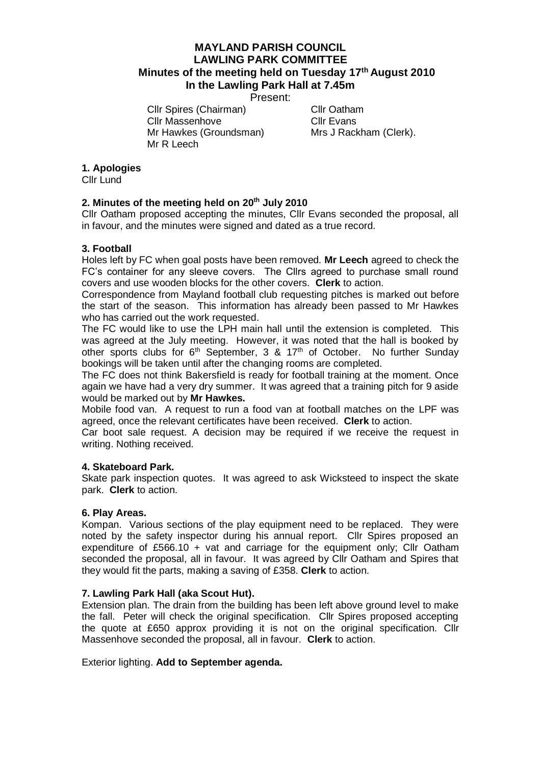# MAYLAND PARISH COUNCIL
## LAWLING PARK COMMITTEE
### Minutes of the meeting held on Tuesday 17th August 2010
### In the Lawling Park Hall at 7.45m

Present:

Cllr Spires (Chairman)
Cllr Oatham
Cllr Massenhove
Cllr Evans
Mr Hawkes (Groundsman)
Mrs J Rackham (Clerk).
Mr R Leech

**1. Apologies**

Cllr Lund

**2. Minutes of the meeting held on 20th July 2010**

Cllr Oatham proposed accepting the minutes, Cllr Evans seconded the proposal, all in favour, and the minutes were signed and dated as a true record.

**3. Football**

Holes left by FC when goal posts have been removed. **Mr Leech** agreed to check the FC's container for any sleeve covers. The Cllrs agreed to purchase small round covers and use wooden blocks for the other covers. **Clerk** to action.

Correspondence from Mayland football club requesting pitches is marked out before the start of the season. This information has already been passed to Mr Hawkes who has carried out the work requested.

The FC would like to use the LPH main hall until the extension is completed. This was agreed at the July meeting. However, it was noted that the hall is booked by other sports clubs for 6th September, 3 & 17th of October. No further Sunday bookings will be taken until after the changing rooms are completed.

The FC does not think Bakersfield is ready for football training at the moment. Once again we have had a very dry summer. It was agreed that a training pitch for 9 aside would be marked out by **Mr Hawkes.**

Mobile food van. A request to run a food van at football matches on the LPF was agreed, once the relevant certificates have been received. **Clerk** to action.

Car boot sale request. A decision may be required if we receive the request in writing. Nothing received.

**4. Skateboard Park.**

Skate park inspection quotes. It was agreed to ask Wicksteed to inspect the skate park. **Clerk** to action.

**6. Play Areas.**

Kompan. Various sections of the play equipment need to be replaced. They were noted by the safety inspector during his annual report. Cllr Spires proposed an expenditure of £566.10 + vat and carriage for the equipment only; Cllr Oatham seconded the proposal, all in favour. It was agreed by Cllr Oatham and Spires that they would fit the parts, making a saving of £358. **Clerk** to action.

**7. Lawling Park Hall (aka Scout Hut).**

Extension plan. The drain from the building has been left above ground level to make the fall. Peter will check the original specification. Cllr Spires proposed accepting the quote at £650 approx providing it is not on the original specification. Cllr Massenhove seconded the proposal, all in favour. **Clerk** to action.

Exterior lighting. **Add to September agenda.**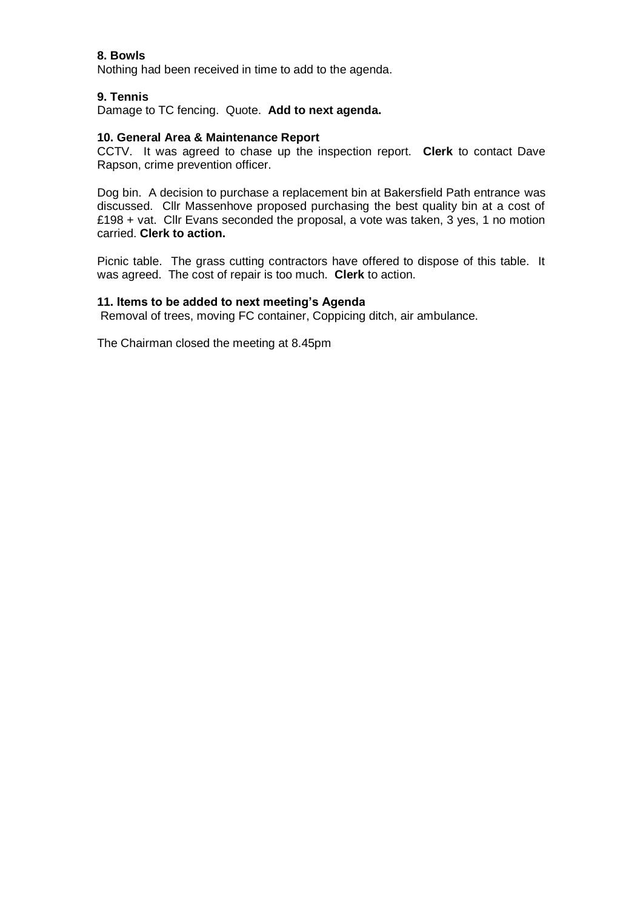**8. Bowls**

Nothing had been received in time to add to the agenda.

**9. Tennis**

Damage to TC fencing. Quote. **Add to next agenda.**

**10. General Area & Maintenance Report**

CCTV. It was agreed to chase up the inspection report. **Clerk** to contact Dave Rapson, crime prevention officer.

Dog bin. A decision to purchase a replacement bin at Bakersfield Path entrance was discussed. Cllr Massenhove proposed purchasing the best quality bin at a cost of £198 + vat. Cllr Evans seconded the proposal, a vote was taken, 3 yes, 1 no motion carried. **Clerk to action.**

Picnic table. The grass cutting contractors have offered to dispose of this table. It was agreed. The cost of repair is too much. **Clerk** to action.

**11. Items to be added to next meeting's Agenda**

Removal of trees, moving FC container, Coppicing ditch, air ambulance.

The Chairman closed the meeting at 8.45pm